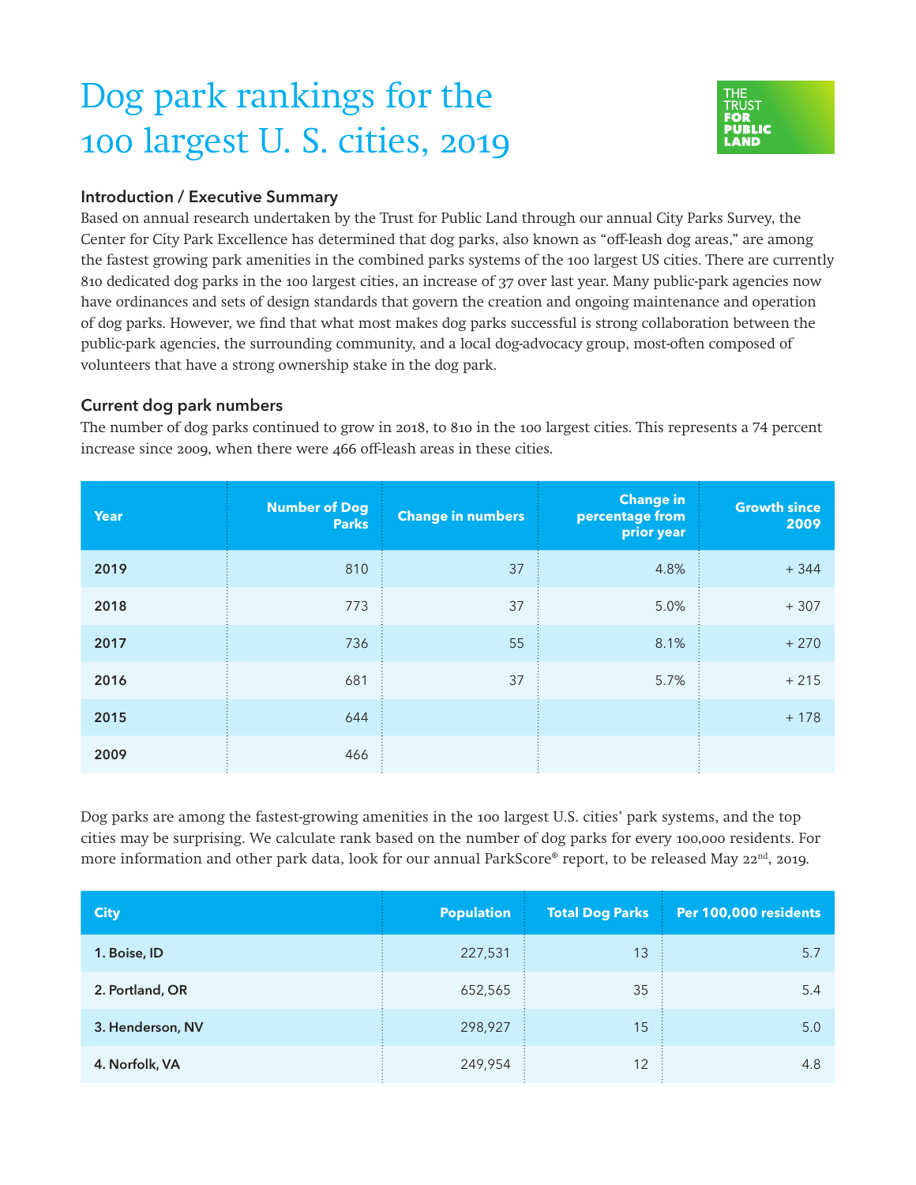# Dog park rankings for the 100 largest U. S. cities, 2019

THE TRUST FOR PUBLIC LAND

## Introduction / Executive Summary

Based on annual research undertaken by the Trust for Public Land through our annual City Parks Survey, the Center for City Park Excellence has determined that dog parks, also known as "off-leash dog areas," are among the fastest growing park amenities in the combined parks systems of the 100 largest US cities. There are currently 810 dedicated dog parks in the 100 largest cities, an increase of 37 over last year. Many public-park agencies now have ordinances and sets of design standards that govern the creation and ongoing maintenance and operation of dog parks. However, we find that what most makes dog parks successful is strong collaboration between the public-park agencies, the surrounding community, and a local dog-advocacy group, most-often composed of volunteers that have a strong ownership stake in the dog park.

## Current dog park numbers

The number of dog parks continued to grow in 2018, to 810 in the 100 largest cities. This represents a 74 percent increase since 2009, when there were 466 off-leash areas in these cities.

| Year | Number of Dog Parks | Change in numbers | Change in percentage from prior year | Growth since 2009 |
|---|---|---|---|---|
| 2019 | 810 | 37 | 4.8% | + 344 |
| 2018 | 773 | 37 | 5.0% | + 307 |
| 2017 | 736 | 55 | 8.1% | + 270 |
| 2016 | 681 | 37 | 5.7% | + 215 |
| 2015 | 644 | | | + 178 |
| 2009 | 466 | | | |

Dog parks are among the fastest-growing amenities in the 100 largest U.S. cities' park systems, and the top cities may be surprising. We calculate rank based on the number of dog parks for every 100,000 residents. For more information and other park data, look for our annual ParkScore® report, to be released May 22nd, 2019.

| City | Population | Total Dog Parks | Per 100,000 residents |
|---|---|---|---|
| 1. Boise, ID | 227,531 | 13 | 5.7 |
| 2. Portland, OR | 652,565 | 35 | 5.4 |
| 3. Henderson, NV | 298,927 | 15 | 5.0 |
| 4. Norfolk, VA | 249,954 | 12 | 4.8 |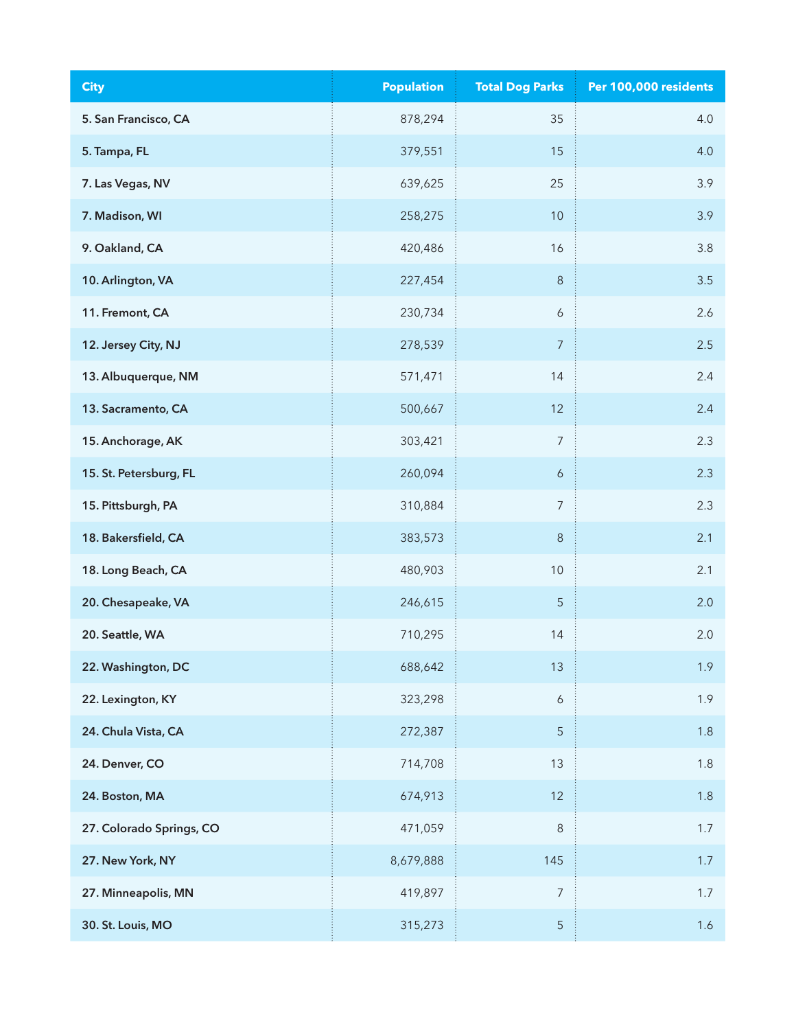| City | Population | Total Dog Parks | Per 100,000 residents |
|---|---|---|---|
| 5. San Francisco, CA | 878,294 | 35 | 4.0 |
| 5. Tampa, FL | 379,551 | 15 | 4.0 |
| 7. Las Vegas, NV | 639,625 | 25 | 3.9 |
| 7. Madison, WI | 258,275 | 10 | 3.9 |
| 9. Oakland, CA | 420,486 | 16 | 3.8 |
| 10. Arlington, VA | 227,454 | 8 | 3.5 |
| 11. Fremont, CA | 230,734 | 6 | 2.6 |
| 12. Jersey City, NJ | 278,539 | 7 | 2.5 |
| 13. Albuquerque, NM | 571,471 | 14 | 2.4 |
| 13. Sacramento, CA | 500,667 | 12 | 2.4 |
| 15. Anchorage, AK | 303,421 | 7 | 2.3 |
| 15. St. Petersburg, FL | 260,094 | 6 | 2.3 |
| 15. Pittsburgh, PA | 310,884 | 7 | 2.3 |
| 18. Bakersfield, CA | 383,573 | 8 | 2.1 |
| 18. Long Beach, CA | 480,903 | 10 | 2.1 |
| 20. Chesapeake, VA | 246,615 | 5 | 2.0 |
| 20. Seattle, WA | 710,295 | 14 | 2.0 |
| 22. Washington, DC | 688,642 | 13 | 1.9 |
| 22. Lexington, KY | 323,298 | 6 | 1.9 |
| 24. Chula Vista, CA | 272,387 | 5 | 1.8 |
| 24. Denver, CO | 714,708 | 13 | 1.8 |
| 24. Boston, MA | 674,913 | 12 | 1.8 |
| 27. Colorado Springs, CO | 471,059 | 8 | 1.7 |
| 27. New York, NY | 8,679,888 | 145 | 1.7 |
| 27. Minneapolis, MN | 419,897 | 7 | 1.7 |
| 30. St. Louis, MO | 315,273 | 5 | 1.6 |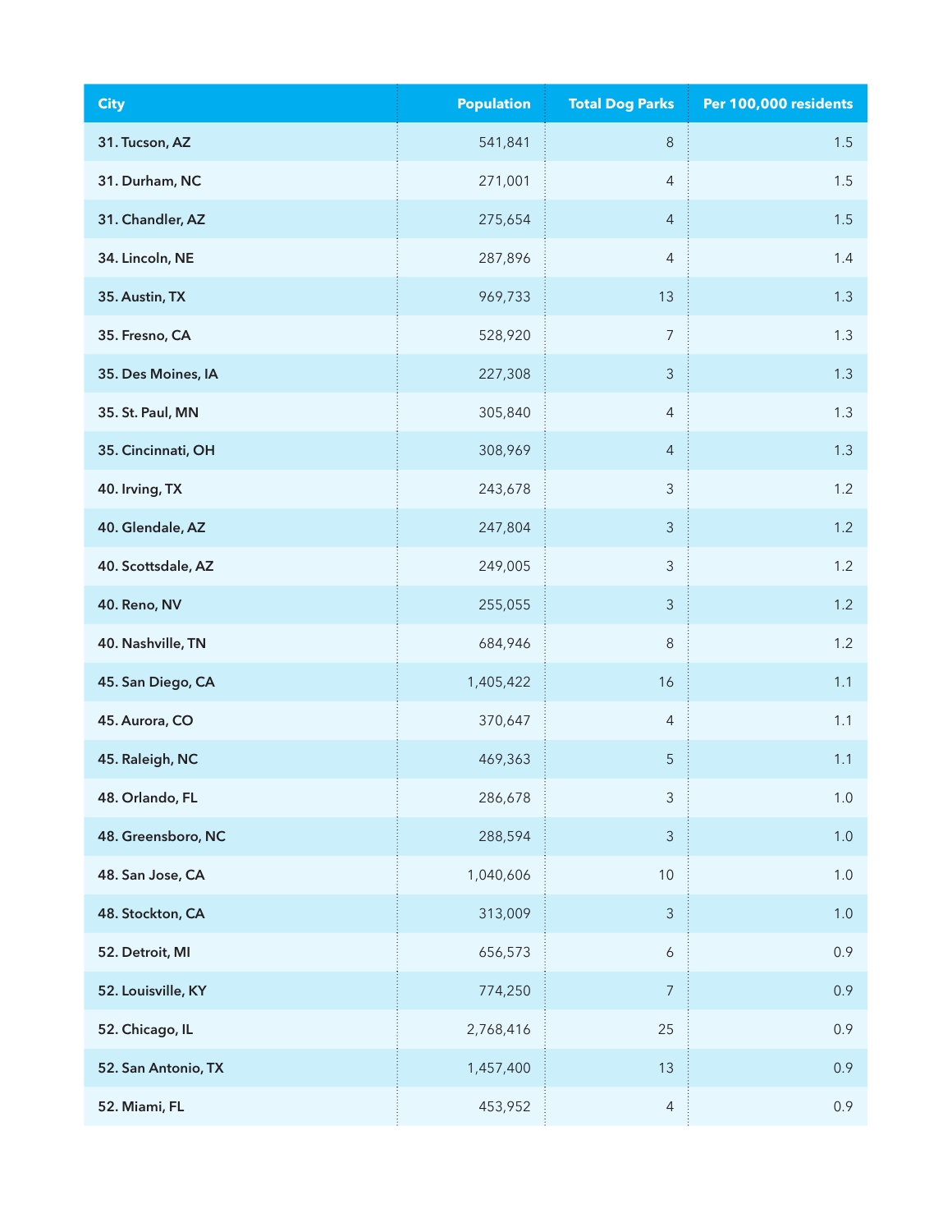| City | Population | Total Dog Parks | Per 100,000 residents |
|---|---|---|---|
| **31. Tucson, AZ** | 541,841 | 8 | 1.5 |
| **31. Durham, NC** | 271,001 | 4 | 1.5 |
| **31. Chandler, AZ** | 275,654 | 4 | 1.5 |
| **34. Lincoln, NE** | 287,896 | 4 | 1.4 |
| **35. Austin, TX** | 969,733 | 13 | 1.3 |
| **35. Fresno, CA** | 528,920 | 7 | 1.3 |
| **35. Des Moines, IA** | 227,308 | 3 | 1.3 |
| **35. St. Paul, MN** | 305,840 | 4 | 1.3 |
| **35. Cincinnati, OH** | 308,969 | 4 | 1.3 |
| **40. Irving, TX** | 243,678 | 3 | 1.2 |
| **40. Glendale, AZ** | 247,804 | 3 | 1.2 |
| **40. Scottsdale, AZ** | 249,005 | 3 | 1.2 |
| **40. Reno, NV** | 255,055 | 3 | 1.2 |
| **40. Nashville, TN** | 684,946 | 8 | 1.2 |
| **45. San Diego, CA** | 1,405,422 | 16 | 1.1 |
| **45. Aurora, CO** | 370,647 | 4 | 1.1 |
| **45. Raleigh, NC** | 469,363 | 5 | 1.1 |
| **48. Orlando, FL** | 286,678 | 3 | 1.0 |
| **48. Greensboro, NC** | 288,594 | 3 | 1.0 |
| **48. San Jose, CA** | 1,040,606 | 10 | 1.0 |
| **48. Stockton, CA** | 313,009 | 3 | 1.0 |
| **52. Detroit, MI** | 656,573 | 6 | 0.9 |
| **52. Louisville, KY** | 774,250 | 7 | 0.9 |
| **52. Chicago, IL** | 2,768,416 | 25 | 0.9 |
| **52. San Antonio, TX** | 1,457,400 | 13 | 0.9 |
| **52. Miami, FL** | 453,952 | 4 | 0.9 |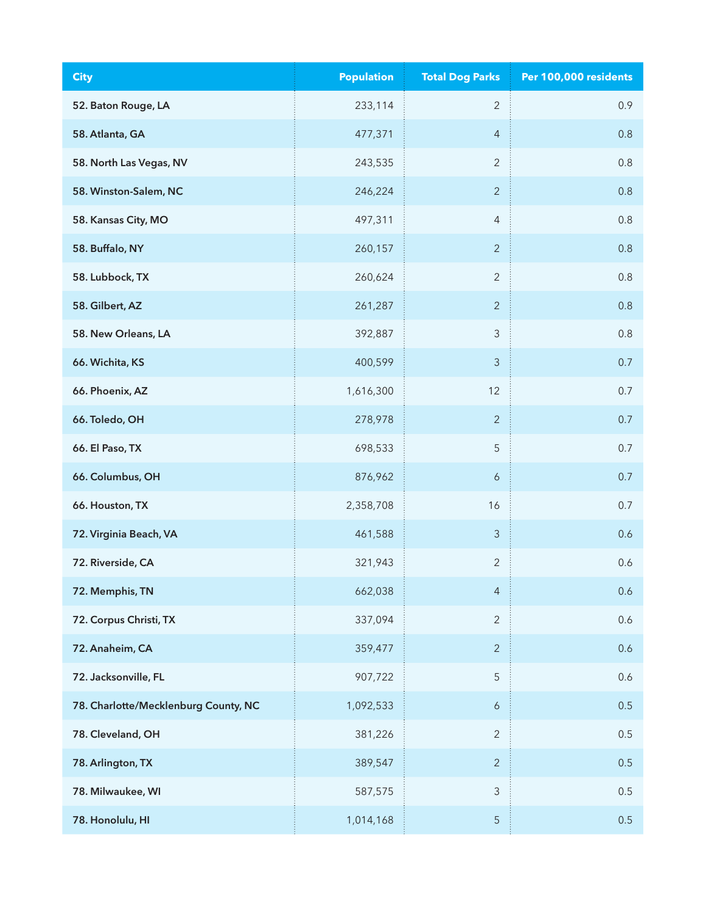| City | Population | Total Dog Parks | Per 100,000 residents |
|---|---|---|---|
| 52. Baton Rouge, LA | 233,114 | 2 | 0.9 |
| 58. Atlanta, GA | 477,371 | 4 | 0.8 |
| 58. North Las Vegas, NV | 243,535 | 2 | 0.8 |
| 58. Winston-Salem, NC | 246,224 | 2 | 0.8 |
| 58. Kansas City, MO | 497,311 | 4 | 0.8 |
| 58. Buffalo, NY | 260,157 | 2 | 0.8 |
| 58. Lubbock, TX | 260,624 | 2 | 0.8 |
| 58. Gilbert, AZ | 261,287 | 2 | 0.8 |
| 58. New Orleans, LA | 392,887 | 3 | 0.8 |
| 66. Wichita, KS | 400,599 | 3 | 0.7 |
| 66. Phoenix, AZ | 1,616,300 | 12 | 0.7 |
| 66. Toledo, OH | 278,978 | 2 | 0.7 |
| 66. El Paso, TX | 698,533 | 5 | 0.7 |
| 66. Columbus, OH | 876,962 | 6 | 0.7 |
| 66. Houston, TX | 2,358,708 | 16 | 0.7 |
| 72. Virginia Beach, VA | 461,588 | 3 | 0.6 |
| 72. Riverside, CA | 321,943 | 2 | 0.6 |
| 72. Memphis, TN | 662,038 | 4 | 0.6 |
| 72. Corpus Christi, TX | 337,094 | 2 | 0.6 |
| 72. Anaheim, CA | 359,477 | 2 | 0.6 |
| 72. Jacksonville, FL | 907,722 | 5 | 0.6 |
| 78. Charlotte/Mecklenburg County, NC | 1,092,533 | 6 | 0.5 |
| 78. Cleveland, OH | 381,226 | 2 | 0.5 |
| 78. Arlington, TX | 389,547 | 2 | 0.5 |
| 78. Milwaukee, WI | 587,575 | 3 | 0.5 |
| 78. Honolulu, HI | 1,014,168 | 5 | 0.5 |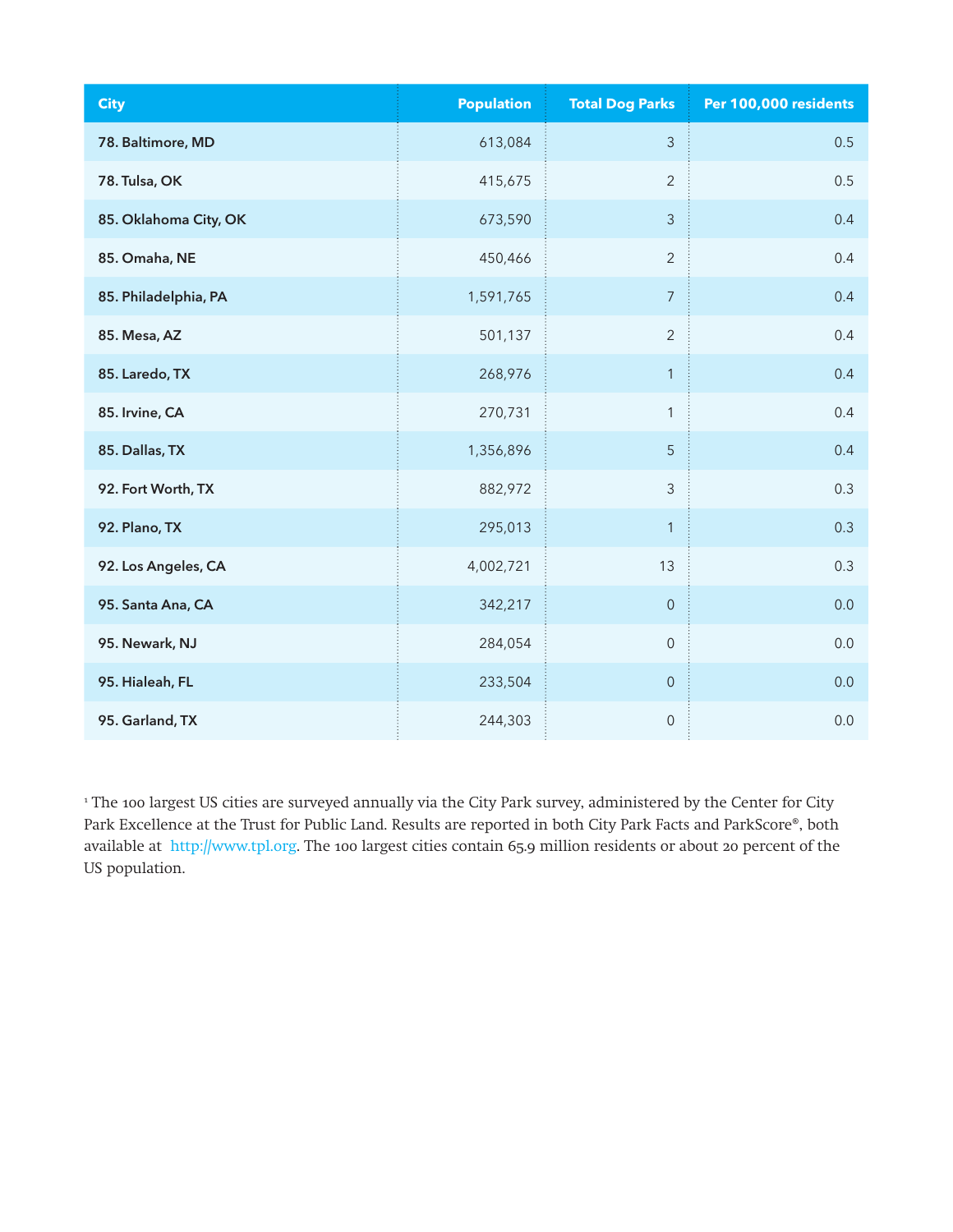| City | Population | Total Dog Parks | Per 100,000 residents |
|---|---|---|---|
| **78. Baltimore, MD** | 613,084 | 3 | 0.5 |
| **78. Tulsa, OK** | 415,675 | 2 | 0.5 |
| **85. Oklahoma City, OK** | 673,590 | 3 | 0.4 |
| **85. Omaha, NE** | 450,466 | 2 | 0.4 |
| **85. Philadelphia, PA** | 1,591,765 | 7 | 0.4 |
| **85. Mesa, AZ** | 501,137 | 2 | 0.4 |
| **85. Laredo, TX** | 268,976 | 1 | 0.4 |
| **85. Irvine, CA** | 270,731 | 1 | 0.4 |
| **85. Dallas, TX** | 1,356,896 | 5 | 0.4 |
| **92. Fort Worth, TX** | 882,972 | 3 | 0.3 |
| **92. Plano, TX** | 295,013 | 1 | 0.3 |
| **92. Los Angeles, CA** | 4,002,721 | 13 | 0.3 |
| **95. Santa Ana, CA** | 342,217 | 0 | 0.0 |
| **95. Newark, NJ** | 284,054 | 0 | 0.0 |
| **95. Hialeah, FL** | 233,504 | 0 | 0.0 |
| **95. Garland, TX** | 244,303 | 0 | 0.0 |

[1] The 100 largest US cities are surveyed annually via the City Park survey, administered by the Center for City Park Excellence at the Trust for Public Land. Results are reported in both City Park Facts and ParkScore®, both available at http://www.tpl.org. The 100 largest cities contain 65.9 million residents or about 20 percent of the US population.